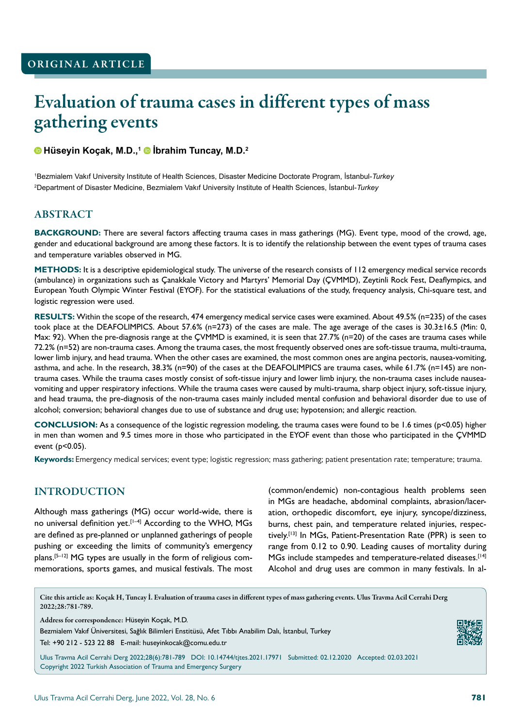ORIGINAL ARTICLE

# Evaluation of trauma cases in different types of mass gathering events

**Hüseyin Koçak, M.D.,[1] İbrahim Tuncay, M.D.[2]**

[1]Bezmialem Vakıf University Institute of Health Sciences, Disaster Medicine Doctorate Program, İstanbul-*Turkey*
[2]Department of Disaster Medicine, Bezmialem Vakıf University Institute of Health Sciences, İstanbul-*Turkey*

## ABSTRACT

**BACKGROUND:** There are several factors affecting trauma cases in mass gatherings (MG). Event type, mood of the crowd, age, gender and educational background are among these factors. It is to identify the relationship between the event types of trauma cases and temperature variables observed in MG.

**METHODS:** It is a descriptive epidemiological study. The universe of the research consists of 112 emergency medical service records (ambulance) in organizations such as Çanakkale Victory and Martyrs' Memorial Day (ÇVMMD), Zeytinli Rock Fest, Deaflympics, and European Youth Olympic Winter Festival (EYOF). For the statistical evaluations of the study, frequency analysis, Chi-square test, and logistic regression were used.

**RESULTS:** Within the scope of the research, 474 emergency medical service cases were examined. About 49.5% (n=235) of the cases took place at the DEAFOLIMPICS. About 57.6% (n=273) of the cases are male. The age average of the cases is 30.3±16.5 (Min: 0, Max: 92). When the pre-diagnosis range at the ÇVMMD is examined, it is seen that 27.7% (n=20) of the cases are trauma cases while 72.2% (n=52) are non-trauma cases. Among the trauma cases, the most frequently observed ones are soft-tissue trauma, multi-trauma, lower limb injury, and head trauma. When the other cases are examined, the most common ones are angina pectoris, nausea-vomiting, asthma, and ache. In the research, 38.3% (n=90) of the cases at the DEAFOLIMPICS are trauma cases, while 61.7% (n=145) are non-trauma cases. While the trauma cases mostly consist of soft-tissue injury and lower limb injury, the non-trauma cases include nausea-vomiting and upper respiratory infections. While the trauma cases were caused by multi-trauma, sharp object injury, soft-tissue injury, and head trauma, the pre-diagnosis of the non-trauma cases mainly included mental confusion and behavioral disorder due to use of alcohol; conversion; behavioral changes due to use of substance and drug use; hypotension; and allergic reaction.

**CONCLUSION:** As a consequence of the logistic regression modeling, the trauma cases were found to be 1.6 times ($p<0.05$) higher in men than women and 9.5 times more in those who participated in the EYOF event than those who participated in the ÇVMMD event ($p<0.05$).

**Keywords:** Emergency medical services; event type; logistic regression; mass gathering; patient presentation rate; temperature; trauma.

## INTRODUCTION

Although mass gatherings (MG) occur world-wide, there is no universal definition yet.[1–4] According to the WHO, MGs are defined as pre-planned or unplanned gatherings of people pushing or exceeding the limits of community's emergency plans.[5–12] MG types are usually in the form of religious commemorations, sports games, and musical festivals. The most (common/endemic) non-contagious health problems seen in MGs are headache, abdominal complaints, abrasion/laceration, orthopedic discomfort, eye injury, syncope/dizziness, burns, chest pain, and temperature related injuries, respectively.[13] In MGs, Patient-Presentation Rate (PPR) is seen to range from 0.12 to 0.90. Leading causes of mortality during MGs include stampedes and temperature-related diseases.[14] Alcohol and drug uses are common in many festivals. In al-

Cite this article as: Koçak H, Tuncay İ. Evaluation of trauma cases in different types of mass gathering events. Ulus Travma Acil Cerrahi Derg 2022;28:781-789.

Address for correspondence: Hüseyin Koçak, M.D.
Bezmialem Vakıf Üniversitesi, Sağlık Bilimleri Enstitüsü, Afet Tıbbı Anabilim Dalı, İstanbul, Turkey
Tel: +90 212 - 523 22 88 E-mail: huseyinkocak@comu.edu.tr

Ulus Travma Acil Cerrahi Derg 2022;28(6):781-789 DOI: 10.14744/tjtes.2021.17971 Submitted: 02.12.2020 Accepted: 02.03.2021
Copyright 2022 Turkish Association of Trauma and Emergency Surgery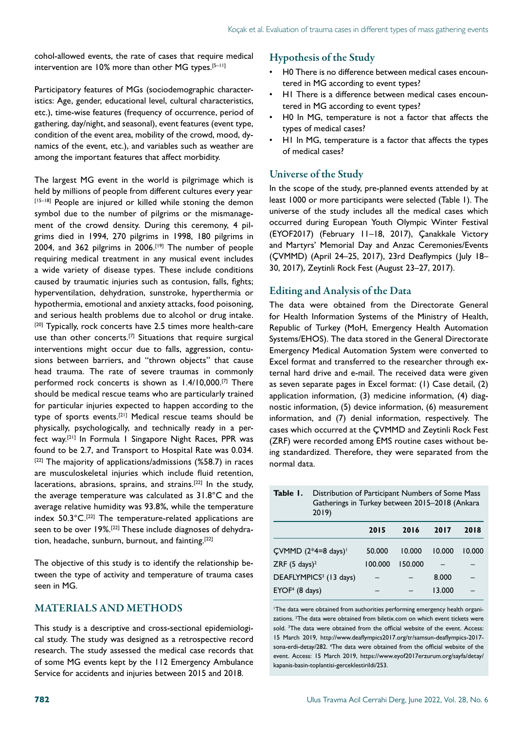cohol-allowed events, the rate of cases that require medical intervention are 10% more than other MG types.[5–11]

Participatory features of MGs (sociodemographic characteristics: Age, gender, educational level, cultural characteristics, etc.), time-wise features (frequency of occurrence, period of gathering, day/night, and seasonal), event features (event type, condition of the event area, mobility of the crowd, mood, dynamics of the event, etc.), and variables such as weather are among the important features that affect morbidity.

The largest MG event in the world is pilgrimage which is held by millions of people from different cultures every year.[15–18] People are injured or killed while stoning the demon symbol due to the number of pilgrims or the mismanagement of the crowd density. During this ceremony, 4 pilgrims died in 1994, 270 pilgrims in 1998, 180 pilgrims in 2004, and 362 pilgrims in 2006.[19] The number of people requiring medical treatment in any musical event includes a wide variety of disease types. These include conditions caused by traumatic injuries such as contusion, falls, fights; hyperventilation, dehydration, sunstroke, hyperthermia or hypothermia, emotional and anxiety attacks, food poisoning, and serious health problems due to alcohol or drug intake.[20] Typically, rock concerts have 2.5 times more health-care use than other concerts.[7] Situations that require surgical interventions might occur due to falls, aggression, contusions between barriers, and "thrown objects" that cause head trauma. The rate of severe traumas in commonly performed rock concerts is shown as 1.4/10,000.[7] There should be medical rescue teams who are particularly trained for particular injuries expected to happen according to the type of sports events.[21] Medical rescue teams should be physically, psychologically, and technically ready in a perfect way.[21] In Formula 1 Singapore Night Races, PPR was found to be 2.7, and Transport to Hospital Rate was 0.034.[22] The majority of applications/admissions (%58.7) in races are musculoskeletal injuries which include fluid retention, lacerations, abrasions, sprains, and strains.[22] In the study, the average temperature was calculated as 31.8°C and the average relative humidity was 93.8%, while the temperature index 50.3°C.[22] The temperature-related applications are seen to be over 19%.[22] These include diagnoses of dehydration, headache, sunburn, burnout, and fainting.[22]

The objective of this study is to identify the relationship between the type of activity and temperature of trauma cases seen in MG.

## MATERIALS AND METHODS

This study is a descriptive and cross-sectional epidemiological study. The study was designed as a retrospective record research. The study assessed the medical case records that of some MG events kept by the 112 Emergency Ambulance Service for accidents and injuries between 2015 and 2018.

## Hypothesis of the Study

- H0 There is no difference between medical cases encountered in MG according to event types?
- H1 There is a difference between medical cases encountered in MG according to event types?
- H0 In MG, temperature is not a factor that affects the types of medical cases?
- H1 In MG, temperature is a factor that affects the types of medical cases?

## Universe of the Study

In the scope of the study, pre-planned events attended by at least 1000 or more participants were selected (Table 1). The universe of the study includes all the medical cases which occurred during European Youth Olympic Winter Festival (EYOF2017) (February 11–18, 2017), Çanakkale Victory and Martyrs' Memorial Day and Anzac Ceremonies/Events (ÇVMMD) (April 24–25, 2017), 23rd Deaflympics (July 18–30, 2017), Zeytinli Rock Fest (August 23–27, 2017).

## Editing and Analysis of the Data

The data were obtained from the Directorate General for Health Information Systems of the Ministry of Health, Republic of Turkey (MoH, Emergency Health Automation Systems/EHOS). The data stored in the General Directorate Emergency Medical Automation System were converted to Excel format and transferred to the researcher through external hard drive and e-mail. The received data were given as seven separate pages in Excel format: (1) Case detail, (2) application information, (3) medicine information, (4) diagnostic information, (5) device information, (6) measurement information, and (7) denial information, respectively. The cases which occurred at the ÇVMMD and Zeytinli Rock Fest (ZRF) were recorded among EMS routine cases without being standardized. Therefore, they were separated from the normal data.

**Table 1.** Distribution of Participant Numbers of Some Mass Gatherings in Turkey between 2015–2018 (Ankara 2019)

| | 2015 | 2016 | 2017 | 2018 |
|---|---|---|---|---|
| ÇVMMD (2*4=8 days)[1] | 50.000 | 10.000 | 10.000 | 10.000 |
| ZRF (5 days)[2] | 100.000 | 150.000 | – | – |
| DEAFLYMPICS[3] (13 days) | – | – | 8.000 | – |
| EYOF[4] (8 days) | – | – | 13.000 | – |

[1]The data were obtained from authorities performing emergency health organizations. [2]The data were obtained from biletix.com on which event tickets were sold. [3]The data were obtained from the official website of the event. Access: 15 March 2019, http://www.deaflympics2017.org/tr/samsun-deaflympics-2017-sona-erdi-detay/282. [4]The data were obtained from the official website of the event. Access: 15 March 2019, https://www.eyof2017erzurum.org/sayfa/detay/kapanis-basin-toplantisi-gerceklestirildi/253.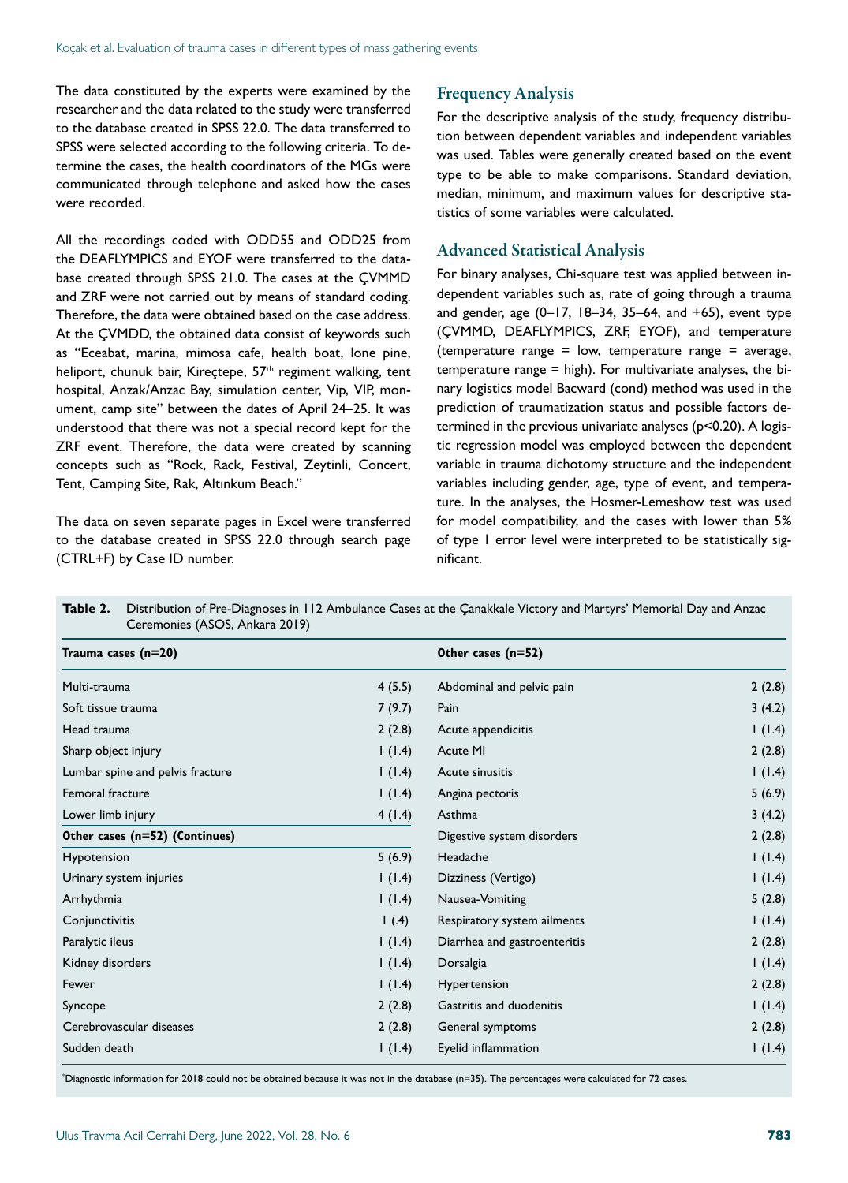The data constituted by the experts were examined by the researcher and the data related to the study were transferred to the database created in SPSS 22.0. The data transferred to SPSS were selected according to the following criteria. To determine the cases, the health coordinators of the MGs were communicated through telephone and asked how the cases were recorded.

All the recordings coded with ODD55 and ODD25 from the DEAFLYMPICS and EYOF were transferred to the database created through SPSS 21.0. The cases at the ÇVMMD and ZRF were not carried out by means of standard coding. Therefore, the data were obtained based on the case address. At the ÇVMDD, the obtained data consist of keywords such as "Eceabat, marina, mimosa cafe, health boat, lone pine, heliport, chunuk bair, Kireçtepe, 57th regiment walking, tent hospital, Anzak/Anzac Bay, simulation center, Vip, VIP, monument, camp site" between the dates of April 24–25. It was understood that there was not a special record kept for the ZRF event. Therefore, the data were created by scanning concepts such as "Rock, Rack, Festival, Zeytinli, Concert, Tent, Camping Site, Rak, Altınkum Beach."

The data on seven separate pages in Excel were transferred to the database created in SPSS 22.0 through search page (CTRL+F) by Case ID number.

## Frequency Analysis

For the descriptive analysis of the study, frequency distribution between dependent variables and independent variables was used. Tables were generally created based on the event type to be able to make comparisons. Standard deviation, median, minimum, and maximum values for descriptive statistics of some variables were calculated.

## Advanced Statistical Analysis

For binary analyses, Chi-square test was applied between independent variables such as, rate of going through a trauma and gender, age (0–17, 18–34, 35–64, and +65), event type (ÇVMMD, DEAFLYMPICS, ZRF, EYOF), and temperature (temperature range = low, temperature range = average, temperature range = high). For multivariate analyses, the binary logistics model Bacward (cond) method was used in the prediction of traumatization status and possible factors determined in the previous univariate analyses ($p<0.20$). A logistic regression model was employed between the dependent variable in trauma dichotomy structure and the independent variables including gender, age, type of event, and temperature. In the analyses, the Hosmer-Lemeshow test was used for model compatibility, and the cases with lower than 5% of type I error level were interpreted to be statistically significant.

**Table 2.** Distribution of Pre-Diagnoses in 112 Ambulance Cases at the Çanakkale Victory and Martyrs' Memorial Day and Anzac Ceremonies (ASOS, Ankara 2019)

| **Trauma cases (n=20)** | | **Other cases (n=52)** | |
|---|---|---|---|
| Multi-trauma | 4 (5.5) | Abdominal and pelvic pain | 2 (2.8) |
| Soft tissue trauma | 7 (9.7) | Pain | 3 (4.2) |
| Head trauma | 2 (2.8) | Acute appendicitis | 1 (1.4) |
| Sharp object injury | 1 (1.4) | Acute MI | 2 (2.8) |
| Lumbar spine and pelvis fracture | 1 (1.4) | Acute sinusitis | 1 (1.4) |
| Femoral fracture | 1 (1.4) | Angina pectoris | 5 (6.9) |
| Lower limb injury | 4 (1.4) | Asthma | 3 (4.2) |
| **Other cases (n=52) (Continues)** | | Digestive system disorders | 2 (2.8) |
| Hypotension | 5 (6.9) | Headache | 1 (1.4) |
| Urinary system injuries | 1 (1.4) | Dizziness (Vertigo) | 1 (1.4) |
| Arrhythmia | 1 (1.4) | Nausea-Vomiting | 5 (2.8) |
| Conjunctivitis | 1 (.4) | Respiratory system ailments | 1 (1.4) |
| Paralytic ileus | 1 (1.4) | Diarrhea and gastroenteritis | 2 (2.8) |
| Kidney disorders | 1 (1.4) | Dorsalgia | 1 (1.4) |
| Fewer | 1 (1.4) | Hypertension | 2 (2.8) |
| Syncope | 2 (2.8) | Gastritis and duodenitis | 1 (1.4) |
| Cerebrovascular diseases | 2 (2.8) | General symptoms | 2 (2.8) |
| Sudden death | 1 (1.4) | Eyelid inflammation | 1 (1.4) |

*Diagnostic information for 2018 could not be obtained because it was not in the database (n=35). The percentages were calculated for 72 cases.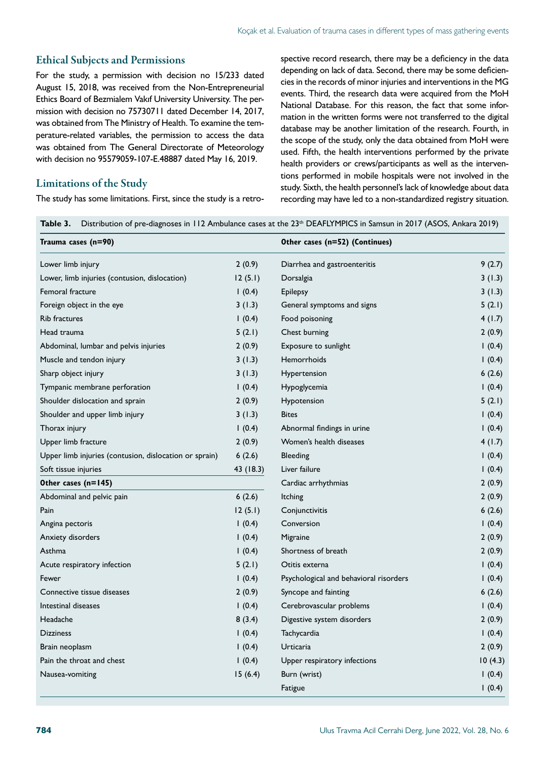## Ethical Subjects and Permissions

For the study, a permission with decision no 15/233 dated August 15, 2018, was received from the Non-Entrepreneurial Ethics Board of Bezmialem Vakıf University University. The permission with decision no 75730711 dated December 14, 2017, was obtained from The Ministry of Health. To examine the temperature-related variables, the permission to access the data was obtained from The General Directorate of Meteorology with decision no 95579059-107-E.48887 dated May 16, 2019.

## Limitations of the Study

The study has some limitations. First, since the study is a retrospective record research, there may be a deficiency in the data depending on lack of data. Second, there may be some deficiencies in the records of minor injuries and interventions in the MG events. Third, the research data were acquired from the MoH National Database. For this reason, the fact that some information in the written forms were not transferred to the digital database may be another limitation of the research. Fourth, in the scope of the study, only the data obtained from MoH were used. Fifth, the health interventions performed by the private health providers or crews/participants as well as the interventions performed in mobile hospitals were not involved in the study. Sixth, the health personnel's lack of knowledge about data recording may have led to a non-standardized registry situation.

**Table 3.** Distribution of pre-diagnoses in 112 Ambulance cases at the 23th DEAFLYMPICS in Samsun in 2017 (ASOS, Ankara 2019)

| **Trauma cases (n=90)** | | **Other cases (n=52) (Continues)** | |
|---|---|---|---|
| Lower limb injury | 2 (0.9) | Diarrhea and gastroenteritis | 9 (2.7) |
| Lower, limb injuries (contusion, dislocation) | 12 (5.1) | Dorsalgia | 3 (1.3) |
| Femoral fracture | 1 (0.4) | Epilepsy | 3 (1.3) |
| Foreign object in the eye | 3 (1.3) | General symptoms and signs | 5 (2.1) |
| Rib fractures | 1 (0.4) | Food poisoning | 4 (1.7) |
| Head trauma | 5 (2.1) | Chest burning | 2 (0.9) |
| Abdominal, lumbar and pelvis injuries | 2 (0.9) | Exposure to sunlight | 1 (0.4) |
| Muscle and tendon injury | 3 (1.3) | Hemorrhoids | 1 (0.4) |
| Sharp object injury | 3 (1.3) | Hypertension | 6 (2.6) |
| Tympanic membrane perforation | 1 (0.4) | Hypoglycemia | 1 (0.4) |
| Shoulder dislocation and sprain | 2 (0.9) | Hypotension | 5 (2.1) |
| Shoulder and upper limb injury | 3 (1.3) | Bites | 1 (0.4) |
| Thorax injury | 1 (0.4) | Abnormal findings in urine | 1 (0.4) |
| Upper limb fracture | 2 (0.9) | Women's health diseases | 4 (1.7) |
| Upper limb injuries (contusion, dislocation or sprain) | 6 (2.6) | Bleeding | 1 (0.4) |
| Soft tissue injuries | 43 (18.3) | Liver failure | 1 (0.4) |
| **Other cases (n=145)** | | Cardiac arrhythmias | 2 (0.9) |
| Abdominal and pelvic pain | 6 (2.6) | Itching | 2 (0.9) |
| Pain | 12 (5.1) | Conjunctivitis | 6 (2.6) |
| Angina pectoris | 1 (0.4) | Conversion | 1 (0.4) |
| Anxiety disorders | 1 (0.4) | Migraine | 2 (0.9) |
| Asthma | 1 (0.4) | Shortness of breath | 2 (0.9) |
| Acute respiratory infection | 5 (2.1) | Otitis externa | 1 (0.4) |
| Fewer | 1 (0.4) | Psychological and behavioral risorders | 1 (0.4) |
| Connective tissue diseases | 2 (0.9) | Syncope and fainting | 6 (2.6) |
| Intestinal diseases | 1 (0.4) | Cerebrovascular problems | 1 (0.4) |
| Headache | 8 (3.4) | Digestive system disorders | 2 (0.9) |
| Dizziness | 1 (0.4) | Tachycardia | 1 (0.4) |
| Brain neoplasm | 1 (0.4) | Urticaria | 2 (0.9) |
| Pain the throat and chest | 1 (0.4) | Upper respiratory infections | 10 (4.3) |
| Nausea-vomiting | 15 (6.4) | Burn (wrist) | 1 (0.4) |
| | | Fatigue | 1 (0.4) |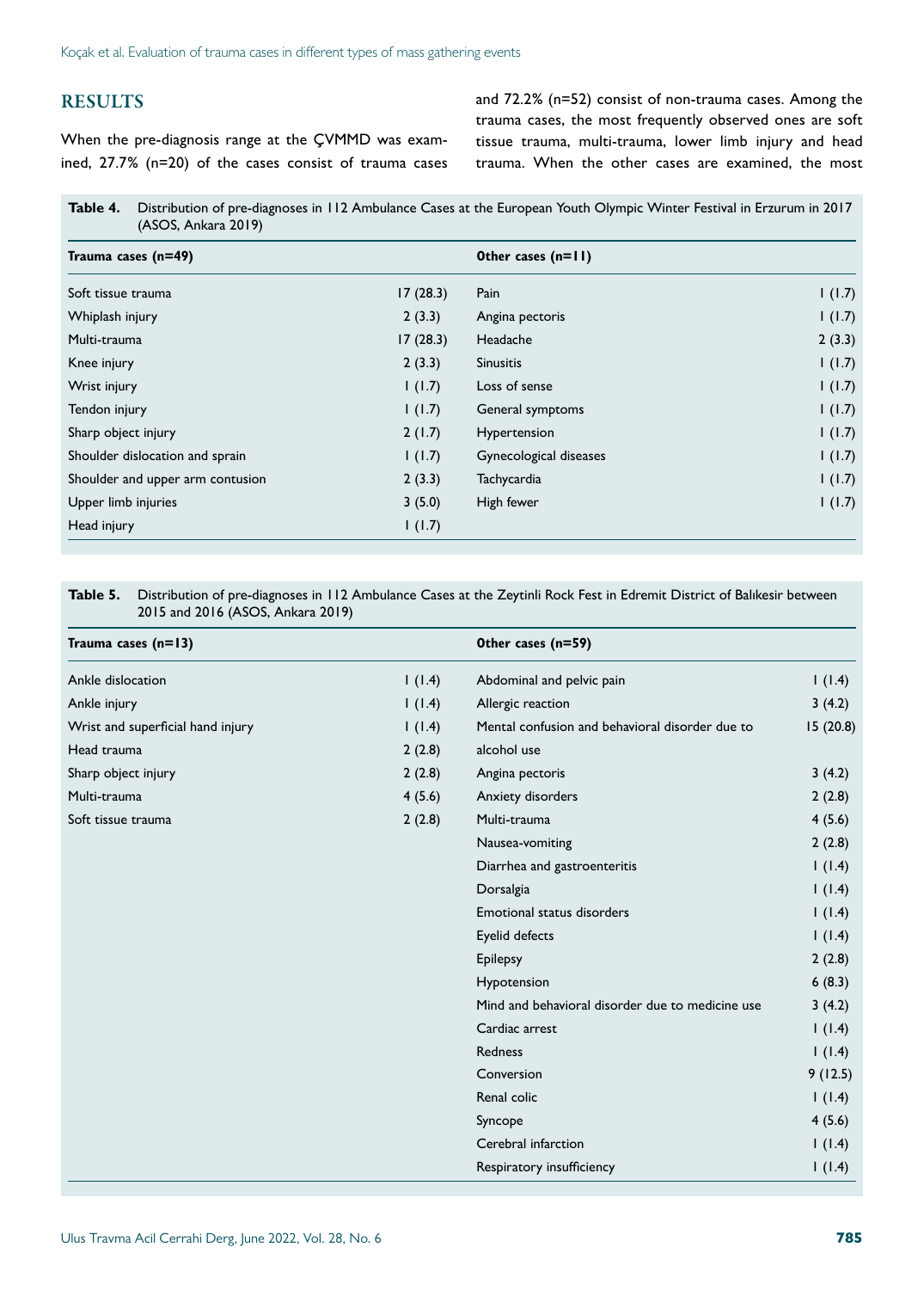## RESULTS

When the pre-diagnosis range at the ÇVMMD was examined, 27.7% (n=20) of the cases consist of trauma cases and 72.2% (n=52) consist of non-trauma cases. Among the trauma cases, the most frequently observed ones are soft tissue trauma, multi-trauma, lower limb injury and head trauma. When the other cases are examined, the most

**Table 4.** Distribution of pre-diagnoses in 112 Ambulance Cases at the European Youth Olympic Winter Festival in Erzurum in 2017 (ASOS, Ankara 2019)

| Trauma cases (n=49) | | Other cases (n=11) | |
|---|---|---|---|
| Soft tissue trauma | 17 (28.3) | Pain | 1 (1.7) |
| Whiplash injury | 2 (3.3) | Angina pectoris | 1 (1.7) |
| Multi-trauma | 17 (28.3) | Headache | 2 (3.3) |
| Knee injury | 2 (3.3) | Sinusitis | 1 (1.7) |
| Wrist injury | 1 (1.7) | Loss of sense | 1 (1.7) |
| Tendon injury | 1 (1.7) | General symptoms | 1 (1.7) |
| Sharp object injury | 2 (1.7) | Hypertension | 1 (1.7) |
| Shoulder dislocation and sprain | 1 (1.7) | Gynecological diseases | 1 (1.7) |
| Shoulder and upper arm contusion | 2 (3.3) | Tachycardia | 1 (1.7) |
| Upper limb injuries | 3 (5.0) | High fewer | 1 (1.7) |
| Head injury | 1 (1.7) | | |

**Table 5.** Distribution of pre-diagnoses in 112 Ambulance Cases at the Zeytinli Rock Fest in Edremit District of Balıkesir between 2015 and 2016 (ASOS, Ankara 2019)

| Trauma cases (n=13) | | Other cases (n=59) | |
|---|---|---|---|
| Ankle dislocation | 1 (1.4) | Abdominal and pelvic pain | 1 (1.4) |
| Ankle injury | 1 (1.4) | Allergic reaction | 3 (4.2) |
| Wrist and superficial hand injury | 1 (1.4) | Mental confusion and behavioral disorder due to alcohol use | 15 (20.8) |
| Head trauma | 2 (2.8) | Angina pectoris | 3 (4.2) |
| Sharp object injury | 2 (2.8) | Anxiety disorders | 2 (2.8) |
| Multi-trauma | 4 (5.6) | Multi-trauma | 4 (5.6) |
| Soft tissue trauma | 2 (2.8) | Nausea-vomiting | 2 (2.8) |
| | | Diarrhea and gastroenteritis | 1 (1.4) |
| | | Dorsalgia | 1 (1.4) |
| | | Emotional status disorders | 1 (1.4) |
| | | Eyelid defects | 1 (1.4) |
| | | Epilepsy | 2 (2.8) |
| | | Hypotension | 6 (8.3) |
| | | Mind and behavioral disorder due to medicine use | 3 (4.2) |
| | | Cardiac arrest | 1 (1.4) |
| | | Redness | 1 (1.4) |
| | | Conversion | 9 (12.5) |
| | | Renal colic | 1 (1.4) |
| | | Syncope | 4 (5.6) |
| | | Cerebral infarction | 1 (1.4) |
| | | Respiratory insufficiency | 1 (1.4) |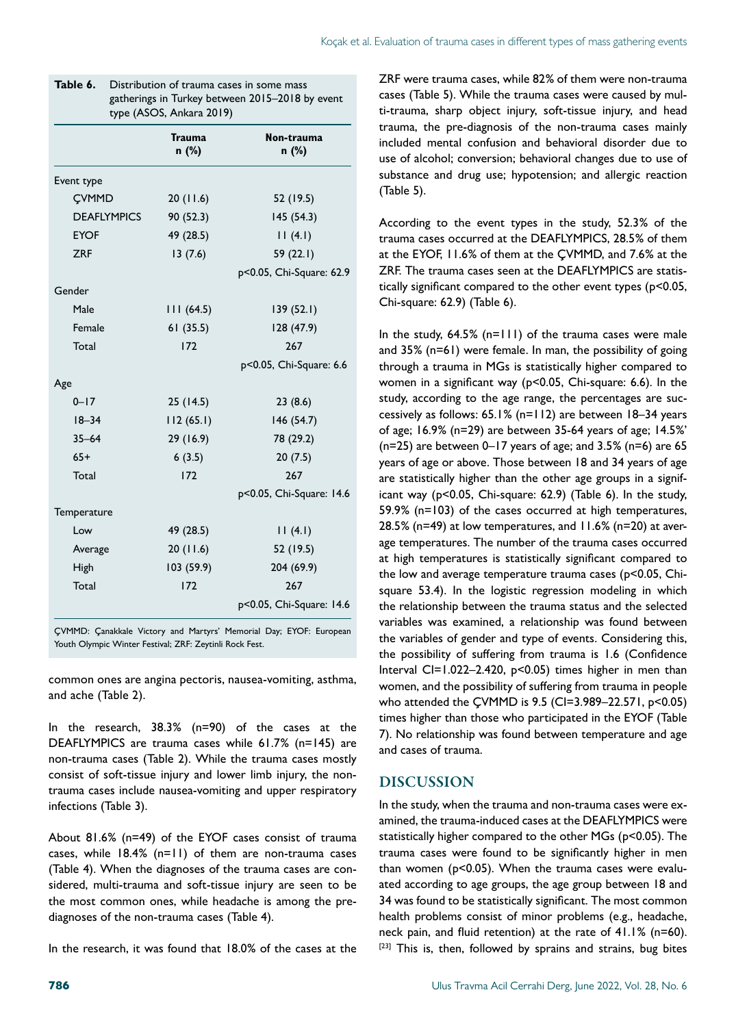**Table 6.** Distribution of trauma cases in some mass gatherings in Turkey between 2015–2018 by event type (ASOS, Ankara 2019)

| | Trauma n (%) | Non-trauma n (%) |
|---|---|---|
| Event type | | |
| ÇVMMD | 20 (11.6) | 52 (19.5) |
| DEAFLYMPICS | 90 (52.3) | 145 (54.3) |
| EYOF | 49 (28.5) | 11 (4.1) |
| ZRF | 13 (7.6) | 59 (22.1) |
| | | p<0.05, Chi-Square: 62.9 |
| Gender | | |
| Male | 111 (64.5) | 139 (52.1) |
| Female | 61 (35.5) | 128 (47.9) |
| Total | 172 | 267 |
| | | p<0.05, Chi-Square: 6.6 |
| Age | | |
| 0–17 | 25 (14.5) | 23 (8.6) |
| 18–34 | 112 (65.1) | 146 (54.7) |
| 35–64 | 29 (16.9) | 78 (29.2) |
| 65+ | 6 (3.5) | 20 (7.5) |
| Total | 172 | 267 |
| | | p<0.05, Chi-Square: 14.6 |
| Temperature | | |
| Low | 49 (28.5) | 11 (4.1) |
| Average | 20 (11.6) | 52 (19.5) |
| High | 103 (59.9) | 204 (69.9) |
| Total | 172 | 267 |
| | | p<0.05, Chi-Square: 14.6 |

ÇVMMD: Çanakkale Victory and Martyrs' Memorial Day; EYOF: European Youth Olympic Winter Festival; ZRF: Zeytinli Rock Fest.

common ones are angina pectoris, nausea-vomiting, asthma, and ache (Table 2).

In the research, 38.3% (n=90) of the cases at the DEAFLYMPICS are trauma cases while 61.7% (n=145) are non-trauma cases (Table 2). While the trauma cases mostly consist of soft-tissue injury and lower limb injury, the non-trauma cases include nausea-vomiting and upper respiratory infections (Table 3).

About 81.6% (n=49) of the EYOF cases consist of trauma cases, while 18.4% (n=11) of them are non-trauma cases (Table 4). When the diagnoses of the trauma cases are considered, multi-trauma and soft-tissue injury are seen to be the most common ones, while headache is among the pre-diagnoses of the non-trauma cases (Table 4).

In the research, it was found that 18.0% of the cases at the ZRF were trauma cases, while 82% of them were non-trauma cases (Table 5). While the trauma cases were caused by multi-trauma, sharp object injury, soft-tissue injury, and head trauma, the pre-diagnosis of the non-trauma cases mainly included mental confusion and behavioral disorder due to use of alcohol; conversion; behavioral changes due to use of substance and drug use; hypotension; and allergic reaction (Table 5).

According to the event types in the study, 52.3% of the trauma cases occurred at the DEAFLYMPICS, 28.5% of them at the EYOF, 11.6% of them at the ÇVMMD, and 7.6% at the ZRF. The trauma cases seen at the DEAFLYMPICS are statistically significant compared to the other event types (p<0.05, Chi-square: 62.9) (Table 6).

In the study, 64.5% (n=111) of the trauma cases were male and 35% (n=61) were female. In man, the possibility of going through a trauma in MGs is statistically higher compared to women in a significant way (p<0.05, Chi-square: 6.6). In the study, according to the age range, the percentages are successively as follows: 65.1% (n=112) are between 18–34 years of age; 16.9% (n=29) are between 35-64 years of age; 14.5%' (n=25) are between 0–17 years of age; and 3.5% (n=6) are 65 years of age or above. Those between 18 and 34 years of age are statistically higher than the other age groups in a significant way (p<0.05, Chi-square: 62.9) (Table 6). In the study, 59.9% (n=103) of the cases occurred at high temperatures, 28.5% (n=49) at low temperatures, and 11.6% (n=20) at average temperatures. The number of the trauma cases occurred at high temperatures is statistically significant compared to the low and average temperature trauma cases (p<0.05, Chi-square 53.4). In the logistic regression modeling in which the relationship between the trauma status and the selected variables was examined, a relationship was found between the variables of gender and type of events. Considering this, the possibility of suffering from trauma is 1.6 (Confidence Interval CI=1.022–2.420, p<0.05) times higher in men than women, and the possibility of suffering from trauma in people who attended the ÇVMMD is 9.5 (CI=3.989–22.571, p<0.05) times higher than those who participated in the EYOF (Table 7). No relationship was found between temperature and age and cases of trauma.

## DISCUSSION

In the study, when the trauma and non-trauma cases were examined, the trauma-induced cases at the DEAFLYMPICS were statistically higher compared to the other MGs (p<0.05). The trauma cases were found to be significantly higher in men than women (p<0.05). When the trauma cases were evaluated according to age groups, the age group between 18 and 34 was found to be statistically significant. The most common health problems consist of minor problems (e.g., headache, neck pain, and fluid retention) at the rate of 41.1% (n=60).[23] This is, then, followed by sprains and strains, bug bites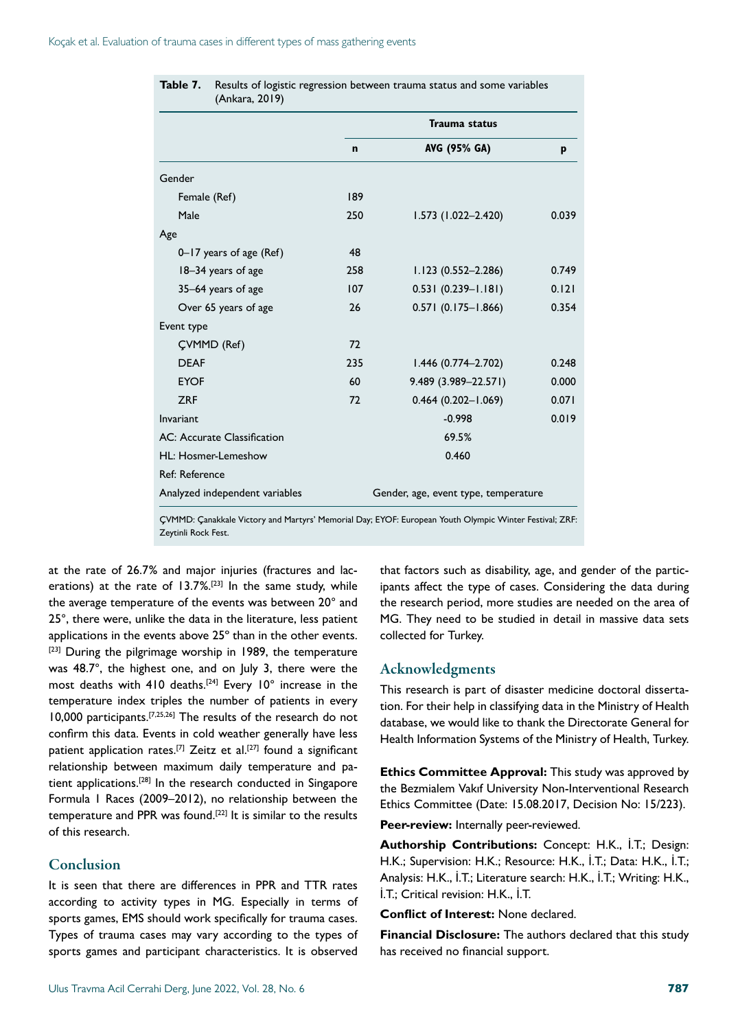**Table 7.** Results of logistic regression between trauma status and some variables (Ankara, 2019)

| | Trauma status | | |
|---|---|---|---|
| | n | AVG (95% GA) | p |
| Gender | | | |
| Female (Ref) | 189 | | |
| Male | 250 | 1.573 (1.022–2.420) | 0.039 |
| Age | | | |
| 0–17 years of age (Ref) | 48 | | |
| 18–34 years of age | 258 | 1.123 (0.552–2.286) | 0.749 |
| 35–64 years of age | 107 | 0.531 (0.239–1.181) | 0.121 |
| Over 65 years of age | 26 | 0.571 (0.175–1.866) | 0.354 |
| Event type | | | |
| ÇVMMD (Ref) | 72 | | |
| DEAF | 235 | 1.446 (0.774–2.702) | 0.248 |
| EYOF | 60 | 9.489 (3.989–22.571) | 0.000 |
| ZRF | 72 | 0.464 (0.202–1.069) | 0.071 |
| Invariant | | -0.998 | 0.019 |
| AC: Accurate Classification | | 69.5% | |
| HL: Hosmer-Lemeshow | | 0.460 | |
| Ref: Reference | | | |
| Analyzed independent variables | | Gender, age, event type, temperature | |

ÇVMMD: Çanakkale Victory and Martyrs' Memorial Day; EYOF: European Youth Olympic Winter Festival; ZRF: Zeytinli Rock Fest.

at the rate of 26.7% and major injuries (fractures and lacerations) at the rate of 13.7%.[23] In the same study, while the average temperature of the events was between 20° and 25°, there were, unlike the data in the literature, less patient applications in the events above 25° than in the other events.[23] During the pilgrimage worship in 1989, the temperature was 48.7°, the highest one, and on July 3, there were the most deaths with 410 deaths.[24] Every 10° increase in the temperature index triples the number of patients in every 10,000 participants.[7,25,26] The results of the research do not confirm this data. Events in cold weather generally have less patient application rates.[7] Zeitz et al.[27] found a significant relationship between maximum daily temperature and patient applications.[28] In the research conducted in Singapore Formula 1 Races (2009–2012), no relationship between the temperature and PPR was found.[22] It is similar to the results of this research.

## Conclusion

It is seen that there are differences in PPR and TTR rates according to activity types in MG. Especially in terms of sports games, EMS should work specifically for trauma cases. Types of trauma cases may vary according to the types of sports games and participant characteristics. It is observed that factors such as disability, age, and gender of the participants affect the type of cases. Considering the data during the research period, more studies are needed on the area of MG. They need to be studied in detail in massive data sets collected for Turkey.

## Acknowledgments

This research is part of disaster medicine doctoral dissertation. For their help in classifying data in the Ministry of Health database, we would like to thank the Directorate General for Health Information Systems of the Ministry of Health, Turkey.

**Ethics Committee Approval:** This study was approved by the Bezmialem Vakıf University Non-Interventional Research Ethics Committee (Date: 15.08.2017, Decision No: 15/223).

**Peer-review:** Internally peer-reviewed.

**Authorship Contributions:** Concept: H.K., İ.T.; Design: H.K.; Supervision: H.K.; Resource: H.K., İ.T.; Data: H.K., İ.T.; Analysis: H.K., İ.T.; Literature search: H.K., İ.T.; Writing: H.K., İ.T.; Critical revision: H.K., İ.T.

**Conflict of Interest:** None declared.

**Financial Disclosure:** The authors declared that this study has received no financial support.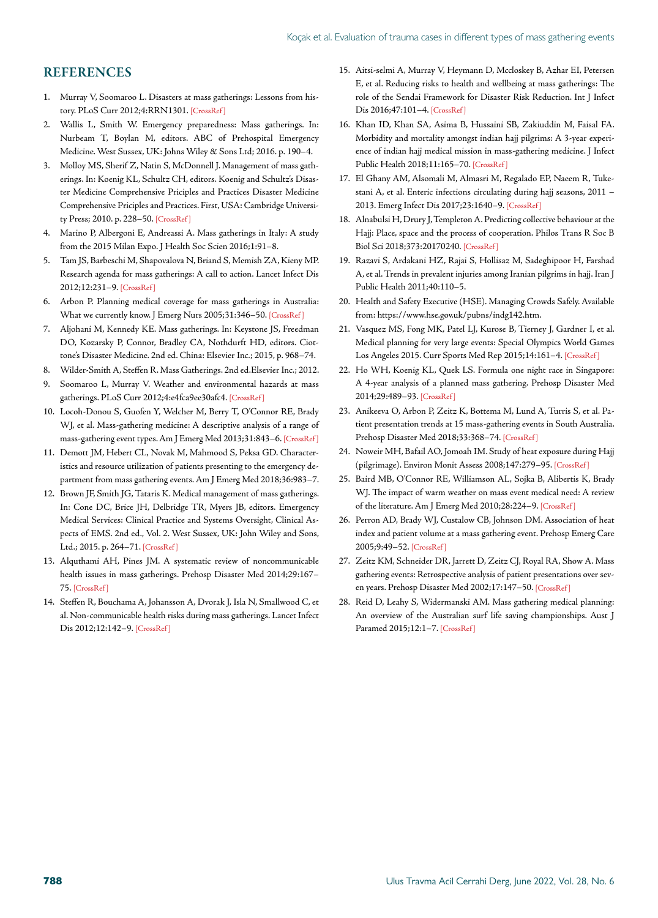## REFERENCES

1. Murray V, Soomaroo L. Disasters at mass gatherings: Lessons from history. PLoS Curr 2012;4:RRN1301. [CrossRef]
2. Wallis L, Smith W. Emergency preparedness: Mass gatherings. In: Nurbeam T, Boylan M, editors. ABC of Prehospital Emergency Medicine. West Sussex, UK: Johns Wiley & Sons Ltd; 2016. p. 190–4.
3. Molloy MS, Sherif Z, Natin S, McDonnell J. Management of mass gatherings. In: Koenig KL, Schultz CH, editors. Koenig and Schultz's Disaster Medicine Comprehensive Priciples and Practices Disaster Medicine Comprehensive Priciples and Practices. First, USA: Cambridge University Press; 2010. p. 228–50. [CrossRef]
4. Marino P, Albergoni E, Andreassi A. Mass gatherings in Italy: A study from the 2015 Milan Expo. J Health Soc Scien 2016;1:91–8.
5. Tam JS, Barbeschi M, Shapovalova N, Briand S, Memish ZA, Kieny MP. Research agenda for mass gatherings: A call to action. Lancet Infect Dis 2012;12:231–9. [CrossRef]
6. Arbon P. Planning medical coverage for mass gatherings in Australia: What we currently know. J Emerg Nurs 2005;31:346–50. [CrossRef]
7. Aljohani M, Kennedy KE. Mass gatherings. In: Keystone JS, Freedman DO, Kozarsky P, Connor, Bradley CA, Nothdurft HD, editors. Ciottone's Disaster Medicine. 2nd ed. China: Elsevier Inc.; 2015, p. 968–74.
8. Wilder-Smith A, Steffen R. Mass Gatherings. 2nd ed.Elsevier Inc.; 2012.
9. Soomaroo L, Murray V. Weather and environmental hazards at mass gatherings. PLoS Curr 2012;4:e4fca9ee30afc4. [CrossRef]
10. Locoh-Donou S, Guofen Y, Welcher M, Berry T, O'Connor RE, Brady WJ, et al. Mass-gathering medicine: A descriptive analysis of a range of mass-gathering event types. Am J Emerg Med 2013;31:843–6. [CrossRef]
11. Demott JM, Hebert CL, Novak M, Mahmood S, Peksa GD. Characteristics and resource utilization of patients presenting to the emergency department from mass gathering events. Am J Emerg Med 2018;36:983–7.
12. Brown JF, Smith JG, Tataris K. Medical management of mass gatherings. In: Cone DC, Brice JH, Delbridge TR, Myers JB, editors. Emergency Medical Services: Clinical Practice and Systems Oversight, Clinical Aspects of EMS. 2nd ed., Vol. 2. West Sussex, UK: John Wiley and Sons, Ltd.; 2015. p. 264–71. [CrossRef]
13. Alquthami AH, Pines JM. A systematic review of noncommunicable health issues in mass gatherings. Prehosp Disaster Med 2014;29:167–75. [CrossRef]
14. Steffen R, Bouchama A, Johansson A, Dvorak J, Isla N, Smallwood C, et al. Non-communicable health risks during mass gatherings. Lancet Infect Dis 2012;12:142–9. [CrossRef]
15. Aitsi-selmi A, Murray V, Heymann D, Mccloskey B, Azhar EI, Petersen E, et al. Reducing risks to health and wellbeing at mass gatherings: The role of the Sendai Framework for Disaster Risk Reduction. Int J Infect Dis 2016;47:101–4. [CrossRef]
16. Khan ID, Khan SA, Asima B, Hussaini SB, Zakiuddin M, Faisal FA. Morbidity and mortality amongst indian hajj pilgrims: A 3-year experience of indian hajj medical mission in mass-gathering medicine. J Infect Public Health 2018;11:165–70. [CrossRef]
17. El Ghany AM, Alsomali M, Almasri M, Regalado EP, Naeem R, Tukestani A, et al. Enteric infections circulating during hajj seasons, 2011 – 2013. Emerg Infect Dis 2017;23:1640–9. [CrossRef]
18. Alnabulsi H, Drury J, Templeton A. Predicting collective behaviour at the Hajj: Place, space and the process of cooperation. Philos Trans R Soc B Biol Sci 2018;373:20170240. [CrossRef]
19. Razavi S, Ardakani HZ, Rajai S, Hollisaz M, Sadeghipoor H, Farshad A, et al. Trends in prevalent injuries among Iranian pilgrims in hajj. Iran J Public Health 2011;40:110–5.
20. Health and Safety Executive (HSE). Managing Crowds Safely. Available from: https://www.hse.gov.uk/pubns/indg142.htm.
21. Vasquez MS, Fong MK, Patel LJ, Kurose B, Tierney J, Gardner I, et al. Medical planning for very large events: Special Olympics World Games Los Angeles 2015. Curr Sports Med Rep 2015;14:161–4. [CrossRef]
22. Ho WH, Koenig KL, Quek LS. Formula one night race in Singapore: A 4-year analysis of a planned mass gathering. Prehosp Disaster Med 2014;29:489–93. [CrossRef]
23. Anikeeva O, Arbon P, Zeitz K, Bottema M, Lund A, Turris S, et al. Patient presentation trends at 15 mass-gathering events in South Australia. Prehosp Disaster Med 2018;33:368–74. [CrossRef]
24. Noweir MH, Bafail AO, Jomoah IM. Study of heat exposure during Hajj (pilgrimage). Environ Monit Assess 2008;147:279–95. [CrossRef]
25. Baird MB, O'Connor RE, Williamson AL, Sojka B, Alibertis K, Brady WJ. The impact of warm weather on mass event medical need: A review of the literature. Am J Emerg Med 2010;28:224–9. [CrossRef]
26. Perron AD, Brady WJ, Custalow CB, Johnson DM. Association of heat index and patient volume at a mass gathering event. Prehosp Emerg Care 2005;9:49–52. [CrossRef]
27. Zeitz KM, Schneider DR, Jarrett D, Zeitz CJ, Royal RA, Show A. Mass gathering events: Retrospective analysis of patient presentations over seven years. Prehosp Disaster Med 2002;17:147–50. [CrossRef]
28. Reid D, Leahy S, Widermanski AM. Mass gathering medical planning: An overview of the Australian surf life saving championships. Aust J Paramed 2015;12:1–7. [CrossRef]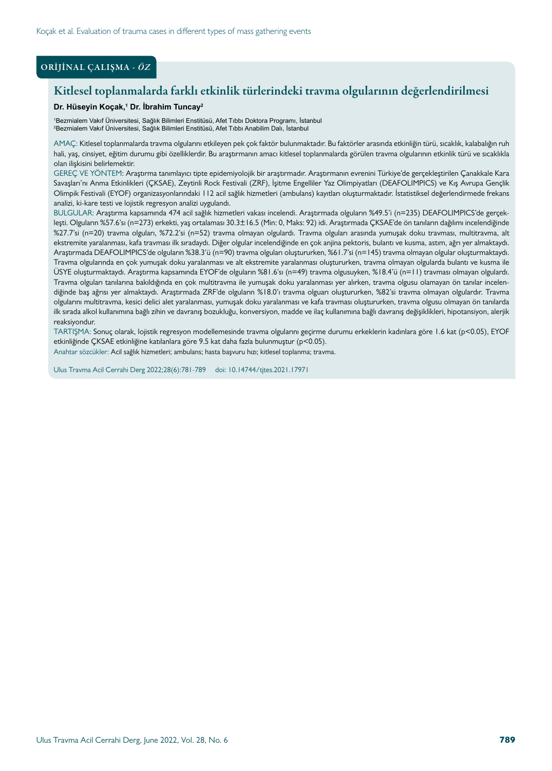ORİJİNAL ÇALIŞMA - *ÖZ*

# Kitlesel toplanmalarda farklı etkinlik türlerindeki travma olgularının değerlendirilmesi

**Dr. Hüseyin Koçak,[1] Dr. İbrahim Tuncay[2]**

[1]Bezmialem Vakıf Üniversitesi, Sağlık Bilimleri Enstitüsü, Afet Tıbbı Doktora Programı, İstanbul
[2]Bezmialem Vakıf Üniversitesi, Sağlık Bilimleri Enstitüsü, Afet Tıbbı Anabilim Dalı, İstanbul

AMAÇ: Kitlesel toplanmalarda travma olgularını etkileyen pek çok faktör bulunmaktadır. Bu faktörler arasında etkinliğin türü, sıcaklık, kalabalığın ruh hali, yaş, cinsiyet, eğitim durumu gibi özelliklerdir. Bu araştırmanın amacı kitlesel toplanmalarda görülen travma olgularının etkinlik türü ve sıcaklıkla olan ilişkisini belirlemektir.

GEREÇ VE YÖNTEM: Araştırma tanımlayıcı tipte epidemiyolojik bir araştırmadır. Araştırmanın evrenini Türkiye'de gerçekleştirilen Çanakkale Kara Savaşları'nı Anma Etkinlikleri (ÇKSAE), Zeytinli Rock Festivali (ZRF), İşitme Engelliler Yaz Olimpiyatları (DEAFOLIMPICS) ve Kış Avrupa Gençlik Olimpik Festivali (EYOF) organizasyonlarındaki 112 acil sağlık hizmetleri (ambulans) kayıtları oluşturmaktadır. İstatistiksel değerlendirmede frekans analizi, ki-kare testi ve lojistik regresyon analizi uygulandı.

BULGULAR: Araştırma kapsamında 474 acil sağlık hizmetleri vakası incelendi. Araştırmada olguların %49.5'i (n=235) DEAFOLIMPICS'de gerçekleşti. Olguların %57.6'sı (n=273) erkekti, yaş ortalaması 30.3±16.5 (Min: 0, Maks: 92) idi. Araştırmada ÇKSAE'de ön tanıların dağılımı incelendiğinde %27.7'si (n=20) travma olguları, %72.2'si (n=52) travma olmayan olgulardı. Travma olguları arasında yumuşak doku travması, multitravma, alt ekstremite yaralanması, kafa travması ilk sıradaydı. Diğer olgular incelendiğinde en çok anjina pektoris, bulantı ve kusma, astım, ağrı yer almaktaydı. Araştırmada DEAFOLIMPICS'de olguların %38.3'ü (n=90) travma olguları oluştururken, %61.7'si (n=145) travma olmayan olgular oluşturmaktaydı. Travma olgularında en çok yumuşak doku yaralanması ve alt ekstremite yaralanması oluştururken, travma olmayan olgularda bulantı ve kusma ile ÜSYE oluşturmaktaydı. Araştırma kapsamında EYOF'de olguların %81.6'sı (n=49) travma olgusuyken, %18.4'ü (n=11) travması olmayan olgulardı. Travma olguları tanılarına bakıldığında en çok multitravma ile yumuşak doku yaralanması yer alırken, travma olgusu olamayan ön tanılar incelendiğinde baş ağrısı yer almaktaydı. Araştırmada ZRF'de olguların %18.0'ı travma olguarı oluştururken, %82'si travma olmayan olgulardır. Travma olgularını multitravma, kesici delici alet yaralanması, yumuşak doku yaralanması ve kafa travması oluştururken, travma olgusu olmayan ön tanılarda ilk sırada alkol kullanımına bağlı zihin ve davranış bozukluğu, konversiyon, madde ve ilaç kullanımına bağlı davranış değişiklikleri, hipotansiyon, alerjik reaksiyondur.

TARTIŞMA: Sonuç olarak, lojistik regresyon modellemesinde travma olgularını geçirme durumu erkeklerin kadınlara göre 1.6 kat ($p<0.05$), EYOF etkinliğinde ÇKSAE etkinliğine katılanlara göre 9.5 kat daha fazla bulunmuştur ($p<0.05$).

Anahtar sözcükler: Acil sağlık hizmetleri; ambulans; hasta başvuru hızı; kitlesel toplanma; travma.

Ulus Travma Acil Cerrahi Derg 2022;28(6):781-789 doi: 10.14744/tjtes.2021.17971